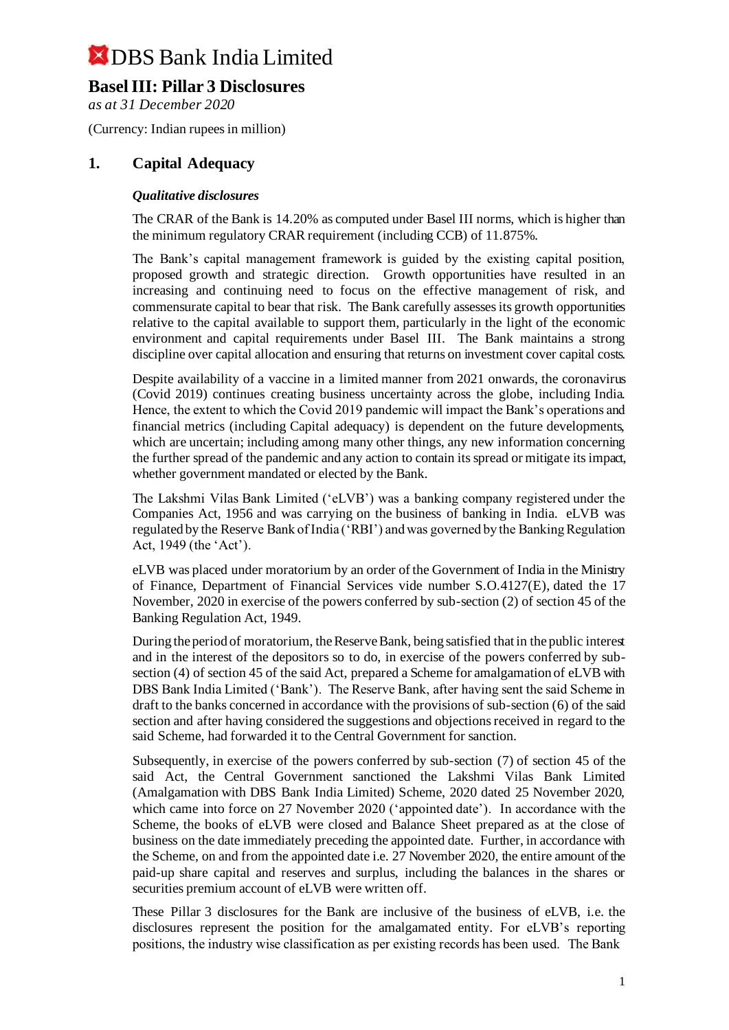# DBS Bank India Limited

## Basel III: Pillar 3 Disclosures

*as at 31 December 2020*

(Currency: Indian rupees in million)

## 1. Capital Adequacy

***Qualitative disclosures***

The CRAR of the Bank is 14.20% as computed under Basel III norms, which is higher than the minimum regulatory CRAR requirement (including CCB) of 11.875%.

The Bank's capital management framework is guided by the existing capital position, proposed growth and strategic direction. Growth opportunities have resulted in an increasing and continuing need to focus on the effective management of risk, and commensurate capital to bear that risk. The Bank carefully assesses its growth opportunities relative to the capital available to support them, particularly in the light of the economic environment and capital requirements under Basel III. The Bank maintains a strong discipline over capital allocation and ensuring that returns on investment cover capital costs.

Despite availability of a vaccine in a limited manner from 2021 onwards, the coronavirus (Covid 2019) continues creating business uncertainty across the globe, including India. Hence, the extent to which the Covid 2019 pandemic will impact the Bank's operations and financial metrics (including Capital adequacy) is dependent on the future developments, which are uncertain; including among many other things, any new information concerning the further spread of the pandemic and any action to contain its spread or mitigate its impact, whether government mandated or elected by the Bank.

The Lakshmi Vilas Bank Limited ('eLVB') was a banking company registered under the Companies Act, 1956 and was carrying on the business of banking in India. eLVB was regulated by the Reserve Bank of India ('RBI') and was governed by the Banking Regulation Act, 1949 (the 'Act').

eLVB was placed under moratorium by an order of the Government of India in the Ministry of Finance, Department of Financial Services vide number S.O.4127(E), dated the 17 November, 2020 in exercise of the powers conferred by sub-section (2) of section 45 of the Banking Regulation Act, 1949.

During the period of moratorium, the Reserve Bank, being satisfied that in the public interest and in the interest of the depositors so to do, in exercise of the powers conferred by sub-section (4) of section 45 of the said Act, prepared a Scheme for amalgamation of eLVB with DBS Bank India Limited ('Bank'). The Reserve Bank, after having sent the said Scheme in draft to the banks concerned in accordance with the provisions of sub-section (6) of the said section and after having considered the suggestions and objections received in regard to the said Scheme, had forwarded it to the Central Government for sanction.

Subsequently, in exercise of the powers conferred by sub-section (7) of section 45 of the said Act, the Central Government sanctioned the Lakshmi Vilas Bank Limited (Amalgamation with DBS Bank India Limited) Scheme, 2020 dated 25 November 2020, which came into force on 27 November 2020 ('appointed date'). In accordance with the Scheme, the books of eLVB were closed and Balance Sheet prepared as at the close of business on the date immediately preceding the appointed date. Further, in accordance with the Scheme, on and from the appointed date i.e. 27 November 2020, the entire amount of the paid-up share capital and reserves and surplus, including the balances in the shares or securities premium account of eLVB were written off.

These Pillar 3 disclosures for the Bank are inclusive of the business of eLVB, i.e. the disclosures represent the position for the amalgamated entity. For eLVB's reporting positions, the industry wise classification as per existing records has been used. The Bank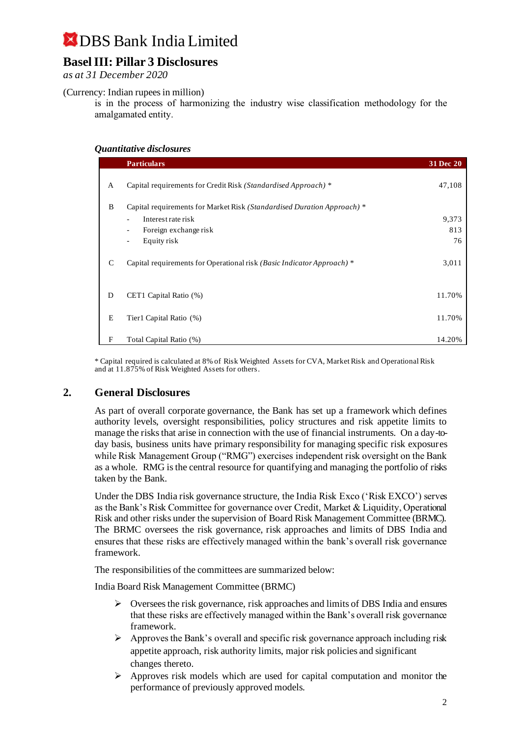(Currency: Indian rupees in million)

is in the process of harmonizing the industry wise classification methodology for the amalgamated entity.

***Quantitative disclosures***

| | Particulars | 31 Dec 20 |
|---|---|---|
| A | Capital requirements for Credit Risk *(Standardised Approach)* * | 47,108 |
| B | Capital requirements for Market Risk *(Standardised Duration Approach)* * | |
| | - Interest rate risk | 9,373 |
| | - Foreign exchange risk | 813 |
| | - Equity risk | 76 |
| C | Capital requirements for Operational risk *(Basic Indicator Approach)* * | 3,011 |
| D | CET1 Capital Ratio (%) | 11.70% |
| E | Tier1 Capital Ratio (%) | 11.70% |
| F | Total Capital Ratio (%) | 14.20% |

* Capital required is calculated at 8% of Risk Weighted Assets for CVA, Market Risk and Operational Risk and at 11.875% of Risk Weighted Assets for others.

## 2. General Disclosures

As part of overall corporate governance, the Bank has set up a framework which defines authority levels, oversight responsibilities, policy structures and risk appetite limits to manage the risks that arise in connection with the use of financial instruments. On a day-to-day basis, business units have primary responsibility for managing specific risk exposures while Risk Management Group ("RMG") exercises independent risk oversight on the Bank as a whole. RMG is the central resource for quantifying and managing the portfolio of risks taken by the Bank.

Under the DBS India risk governance structure, the India Risk Exco ('Risk EXCO') serves as the Bank's Risk Committee for governance over Credit, Market & Liquidity, Operational Risk and other risks under the supervision of Board Risk Management Committee (BRMC). The BRMC oversees the risk governance, risk approaches and limits of DBS India and ensures that these risks are effectively managed within the bank's overall risk governance framework.

The responsibilities of the committees are summarized below:

India Board Risk Management Committee (BRMC)

- Oversees the risk governance, risk approaches and limits of DBS India and ensures that these risks are effectively managed within the Bank's overall risk governance framework.
- Approves the Bank's overall and specific risk governance approach including risk appetite approach, risk authority limits, major risk policies and significant changes thereto.
- Approves risk models which are used for capital computation and monitor the performance of previously approved models.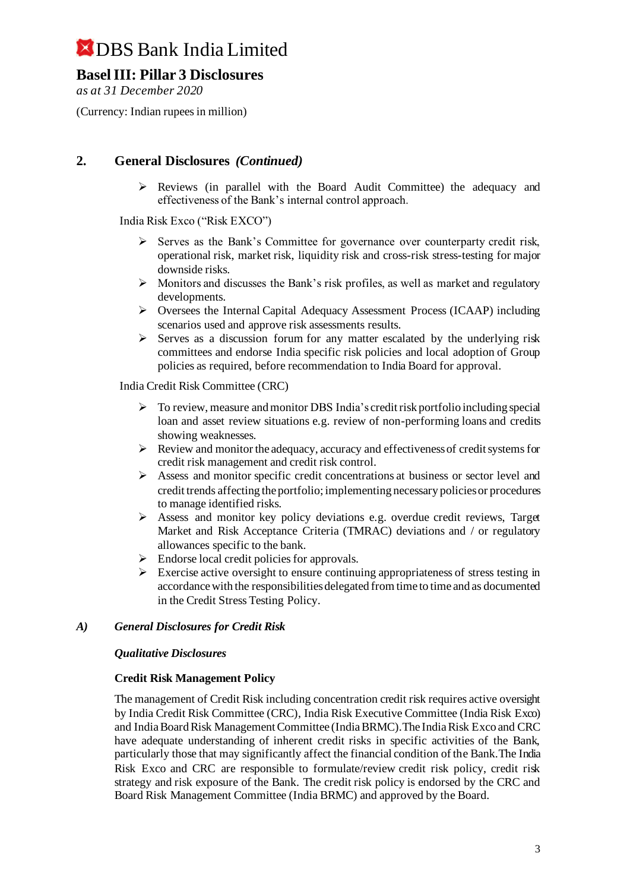## 2. General Disclosures *(Continued)*

- Reviews (in parallel with the Board Audit Committee) the adequacy and effectiveness of the Bank's internal control approach.

India Risk Exco ("Risk EXCO")

- Serves as the Bank's Committee for governance over counterparty credit risk, operational risk, market risk, liquidity risk and cross-risk stress-testing for major downside risks.
- Monitors and discusses the Bank's risk profiles, as well as market and regulatory developments.
- Oversees the Internal Capital Adequacy Assessment Process (ICAAP) including scenarios used and approve risk assessments results.
- Serves as a discussion forum for any matter escalated by the underlying risk committees and endorse India specific risk policies and local adoption of Group policies as required, before recommendation to India Board for approval.

India Credit Risk Committee (CRC)

- To review, measure and monitor DBS India's credit risk portfolio including special loan and asset review situations e.g. review of non-performing loans and credits showing weaknesses.
- Review and monitor the adequacy, accuracy and effectiveness of credit systems for credit risk management and credit risk control.
- Assess and monitor specific credit concentrations at business or sector level and credit trends affecting the portfolio; implementing necessary policies or procedures to manage identified risks.
- Assess and monitor key policy deviations e.g. overdue credit reviews, Target Market and Risk Acceptance Criteria (TMRAC) deviations and / or regulatory allowances specific to the bank.
- Endorse local credit policies for approvals.
- Exercise active oversight to ensure continuing appropriateness of stress testing in accordance with the responsibilities delegated from time to time and as documented in the Credit Stress Testing Policy.

### *A) General Disclosures for Credit Risk*

***Qualitative Disclosures***

**Credit Risk Management Policy**

The management of Credit Risk including concentration credit risk requires active oversight by India Credit Risk Committee (CRC), India Risk Executive Committee (India Risk Exco) and India Board Risk Management Committee (India BRMC).The India Risk Exco and CRC have adequate understanding of inherent credit risks in specific activities of the Bank, particularly those that may significantly affect the financial condition of the Bank.The India Risk Exco and CRC are responsible to formulate/review credit risk policy, credit risk strategy and risk exposure of the Bank. The credit risk policy is endorsed by the CRC and Board Risk Management Committee (India BRMC) and approved by the Board.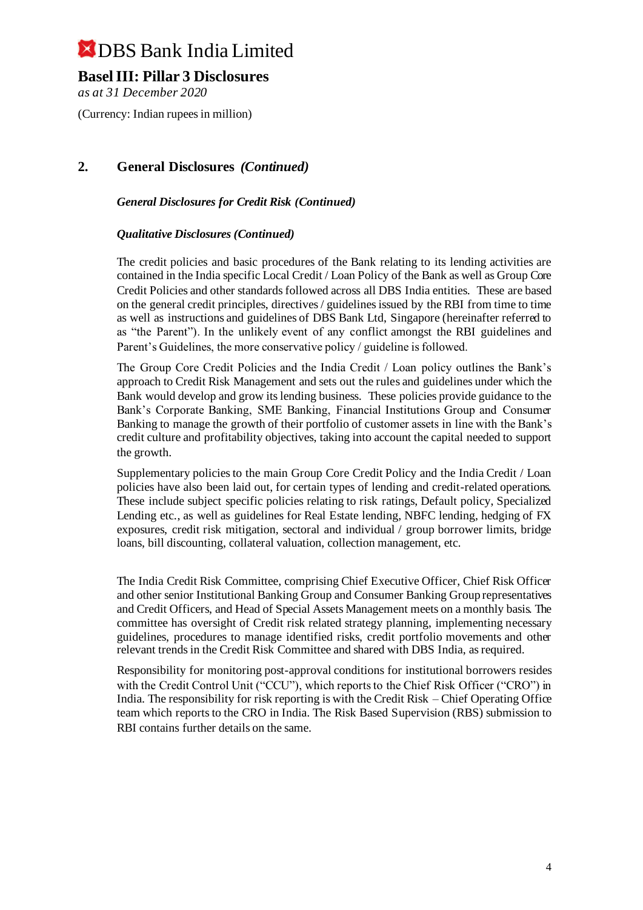## 2. General Disclosures *(Continued)*

***General Disclosures for Credit Risk (Continued)***

***Qualitative Disclosures (Continued)***

The credit policies and basic procedures of the Bank relating to its lending activities are contained in the India specific Local Credit / Loan Policy of the Bank as well as Group Core Credit Policies and other standards followed across all DBS India entities. These are based on the general credit principles, directives / guidelines issued by the RBI from time to time as well as instructions and guidelines of DBS Bank Ltd, Singapore (hereinafter referred to as "the Parent"). In the unlikely event of any conflict amongst the RBI guidelines and Parent's Guidelines, the more conservative policy / guideline is followed.

The Group Core Credit Policies and the India Credit / Loan policy outlines the Bank's approach to Credit Risk Management and sets out the rules and guidelines under which the Bank would develop and grow its lending business. These policies provide guidance to the Bank's Corporate Banking, SME Banking, Financial Institutions Group and Consumer Banking to manage the growth of their portfolio of customer assets in line with the Bank's credit culture and profitability objectives, taking into account the capital needed to support the growth.

Supplementary policies to the main Group Core Credit Policy and the India Credit / Loan policies have also been laid out, for certain types of lending and credit-related operations. These include subject specific policies relating to risk ratings, Default policy, Specialized Lending etc., as well as guidelines for Real Estate lending, NBFC lending, hedging of FX exposures, credit risk mitigation, sectoral and individual / group borrower limits, bridge loans, bill discounting, collateral valuation, collection management, etc.

The India Credit Risk Committee, comprising Chief Executive Officer, Chief Risk Officer and other senior Institutional Banking Group and Consumer Banking Group representatives and Credit Officers, and Head of Special Assets Management meets on a monthly basis. The committee has oversight of Credit risk related strategy planning, implementing necessary guidelines, procedures to manage identified risks, credit portfolio movements and other relevant trends in the Credit Risk Committee and shared with DBS India, as required.

Responsibility for monitoring post-approval conditions for institutional borrowers resides with the Credit Control Unit ("CCU"), which reports to the Chief Risk Officer ("CRO") in India. The responsibility for risk reporting is with the Credit Risk – Chief Operating Office team which reports to the CRO in India. The Risk Based Supervision (RBS) submission to RBI contains further details on the same.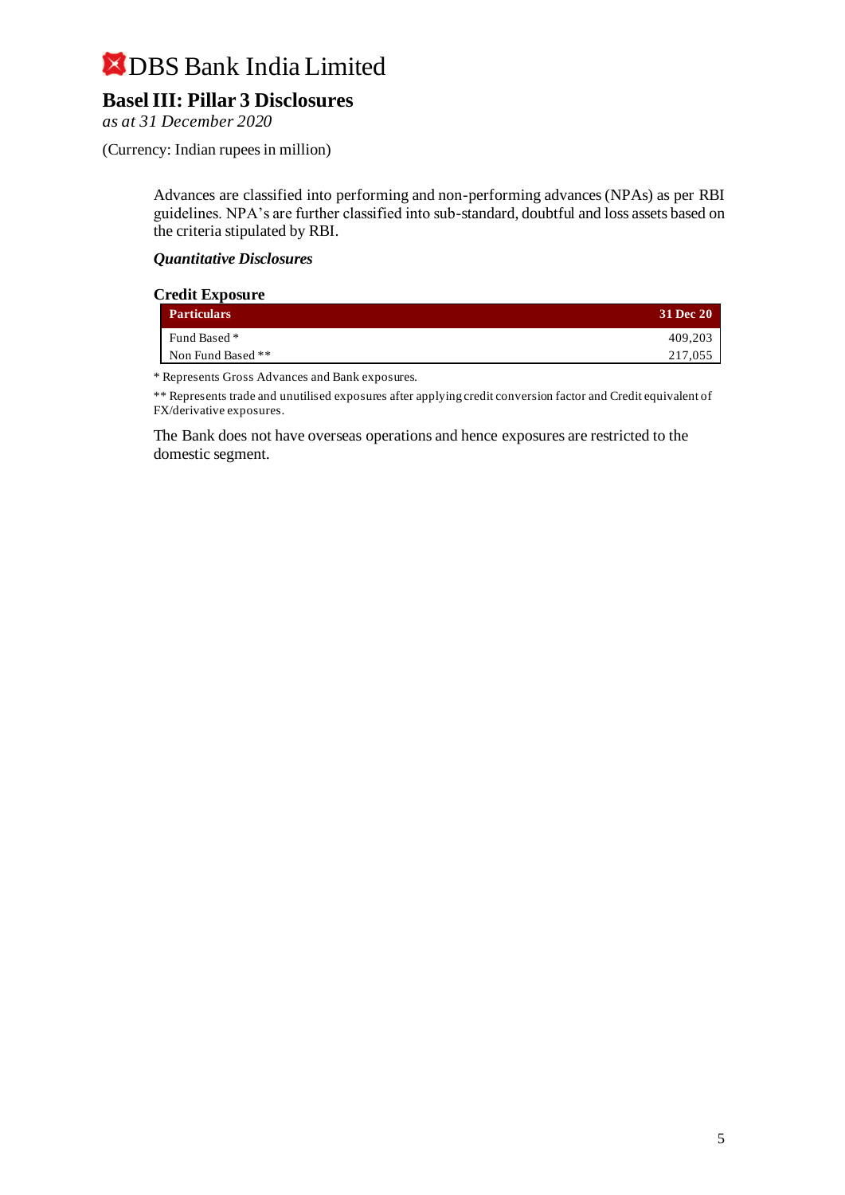# DBS Bank India Limited

## Basel III: Pillar 3 Disclosures

*as at 31 December 2020*

(Currency: Indian rupees in million)

Advances are classified into performing and non-performing advances (NPAs) as per RBI guidelines. NPA's are further classified into sub-standard, doubtful and loss assets based on the criteria stipulated by RBI.

***Quantitative Disclosures***

**Credit Exposure**

| Particulars | 31 Dec 20 |
|---|---|
| Fund Based * | 409,203 |
| Non Fund Based ** | 217,055 |

* Represents Gross Advances and Bank exposures.

** Represents trade and unutilised exposures after applying credit conversion factor and Credit equivalent of FX/derivative exposures.

The Bank does not have overseas operations and hence exposures are restricted to the domestic segment.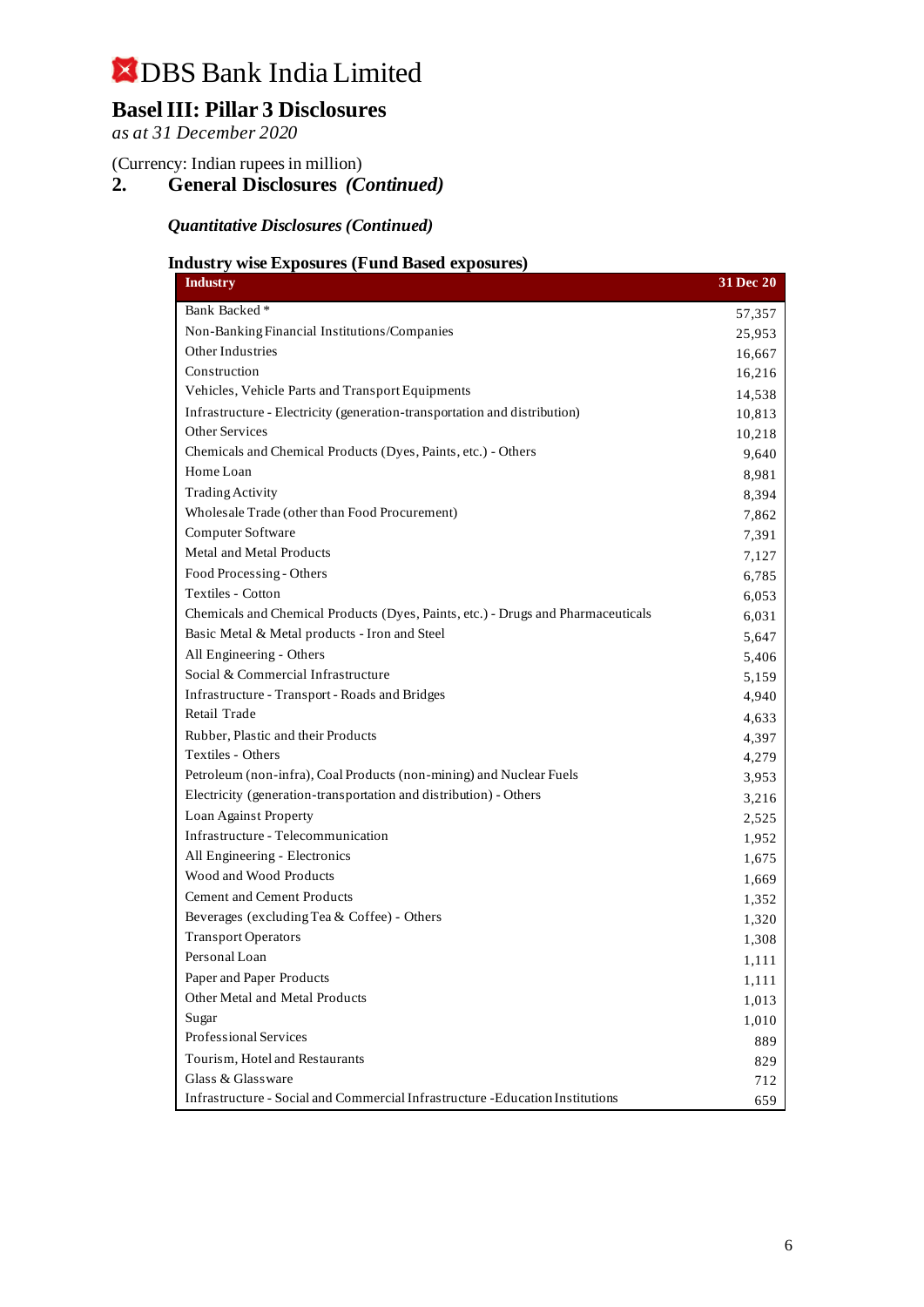# DBS Bank India Limited

## Basel III: Pillar 3 Disclosures

*as at 31 December 2020*

(Currency: Indian rupees in million)

## 2. General Disclosures *(Continued)*

### *Quantitative Disclosures (Continued)*

#### Industry wise Exposures (Fund Based exposures)

| Industry | 31 Dec 20 |
|---|---|
| Bank Backed * | 57,357 |
| Non-Banking Financial Institutions/Companies | 25,953 |
| Other Industries | 16,667 |
| Construction | 16,216 |
| Vehicles, Vehicle Parts and Transport Equipments | 14,538 |
| Infrastructure - Electricity (generation-transportation and distribution) | 10,813 |
| Other Services | 10,218 |
| Chemicals and Chemical Products (Dyes, Paints, etc.) - Others | 9,640 |
| Home Loan | 8,981 |
| Trading Activity | 8,394 |
| Wholesale Trade (other than Food Procurement) | 7,862 |
| Computer Software | 7,391 |
| Metal and Metal Products | 7,127 |
| Food Processing - Others | 6,785 |
| Textiles - Cotton | 6,053 |
| Chemicals and Chemical Products (Dyes, Paints, etc.) - Drugs and Pharmaceuticals | 6,031 |
| Basic Metal & Metal products - Iron and Steel | 5,647 |
| All Engineering - Others | 5,406 |
| Social & Commercial Infrastructure | 5,159 |
| Infrastructure - Transport - Roads and Bridges | 4,940 |
| Retail Trade | 4,633 |
| Rubber, Plastic and their Products | 4,397 |
| Textiles - Others | 4,279 |
| Petroleum (non-infra), Coal Products (non-mining) and Nuclear Fuels | 3,953 |
| Electricity (generation-transportation and distribution) - Others | 3,216 |
| Loan Against Property | 2,525 |
| Infrastructure - Telecommunication | 1,952 |
| All Engineering - Electronics | 1,675 |
| Wood and Wood Products | 1,669 |
| Cement and Cement Products | 1,352 |
| Beverages (excluding Tea & Coffee) - Others | 1,320 |
| Transport Operators | 1,308 |
| Personal Loan | 1,111 |
| Paper and Paper Products | 1,111 |
| Other Metal and Metal Products | 1,013 |
| Sugar | 1,010 |
| Professional Services | 889 |
| Tourism, Hotel and Restaurants | 829 |
| Glass & Glassware | 712 |
| Infrastructure - Social and Commercial Infrastructure -Education Institutions | 659 |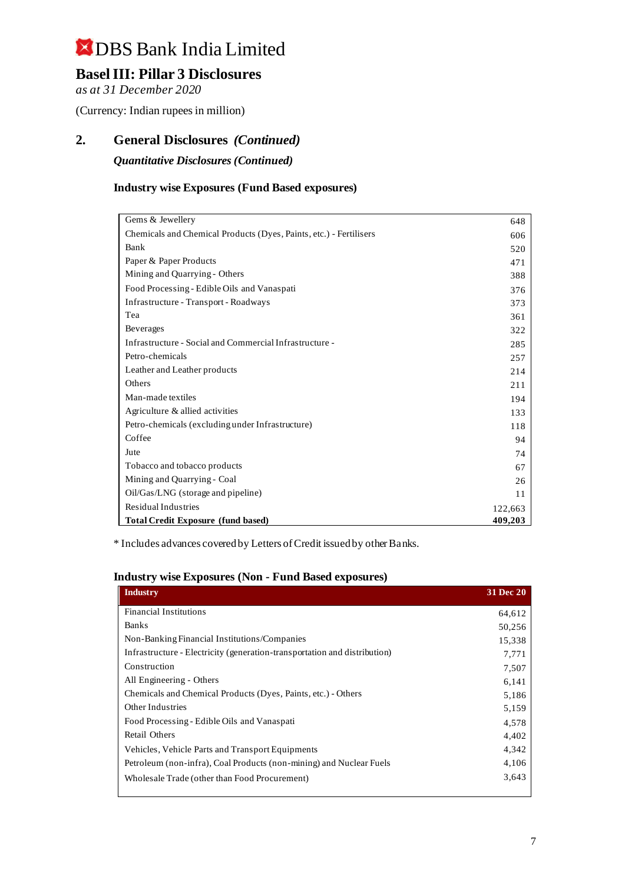# DBS Bank India Limited

## Basel III: Pillar 3 Disclosures

*as at 31 December 2020*

(Currency: Indian rupees in million)

## 2. General Disclosures *(Continued)*

### *Quantitative Disclosures (Continued)*

### Industry wise Exposures (Fund Based exposures)

| | |
|---|---|
| Gems & Jewellery | 648 |
| Chemicals and Chemical Products (Dyes, Paints, etc.) - Fertilisers | 606 |
| Bank | 520 |
| Paper & Paper Products | 471 |
| Mining and Quarrying - Others | 388 |
| Food Processing - Edible Oils and Vanaspati | 376 |
| Infrastructure - Transport - Roadways | 373 |
| Tea | 361 |
| Beverages | 322 |
| Infrastructure - Social and Commercial Infrastructure - | 285 |
| Petro-chemicals | 257 |
| Leather and Leather products | 214 |
| Others | 211 |
| Man-made textiles | 194 |
| Agriculture & allied activities | 133 |
| Petro-chemicals (excluding under Infrastructure) | 118 |
| Coffee | 94 |
| Jute | 74 |
| Tobacco and tobacco products | 67 |
| Mining and Quarrying - Coal | 26 |
| Oil/Gas/LNG (storage and pipeline) | 11 |
| Residual Industries | 122,663 |
| **Total Credit Exposure (fund based)** | **409,203** |

\* Includes advances covered by Letters of Credit issued by other Banks.

### Industry wise Exposures (Non - Fund Based exposures)

| Industry | 31 Dec 20 |
|---|---|
| Financial Institutions | 64,612 |
| Banks | 50,256 |
| Non-Banking Financial Institutions/Companies | 15,338 |
| Infrastructure - Electricity (generation-transportation and distribution) | 7,771 |
| Construction | 7,507 |
| All Engineering - Others | 6,141 |
| Chemicals and Chemical Products (Dyes, Paints, etc.) - Others | 5,186 |
| Other Industries | 5,159 |
| Food Processing - Edible Oils and Vanaspati | 4,578 |
| Retail Others | 4,402 |
| Vehicles, Vehicle Parts and Transport Equipments | 4,342 |
| Petroleum (non-infra), Coal Products (non-mining) and Nuclear Fuels | 4,106 |
| Wholesale Trade (other than Food Procurement) | 3,643 |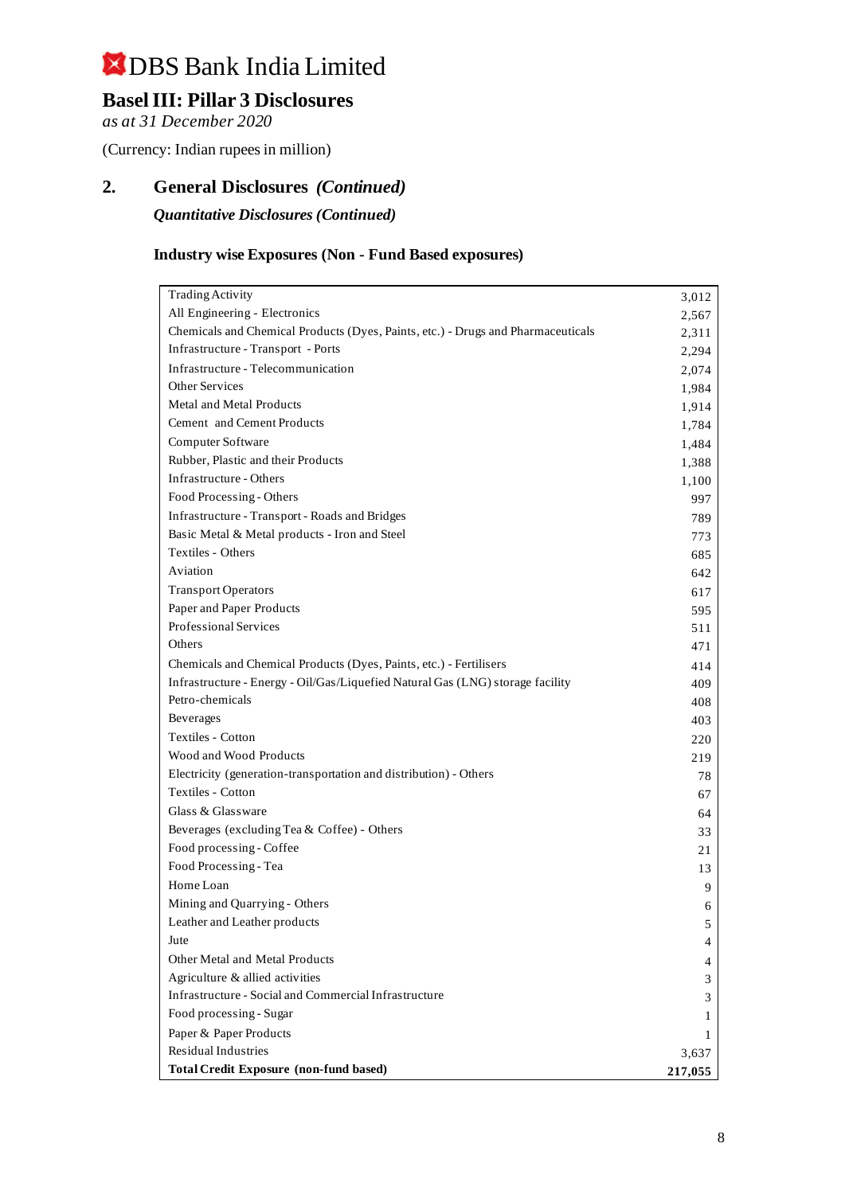# DBS Bank India Limited

## Basel III: Pillar 3 Disclosures

*as at 31 December 2020*

(Currency: Indian rupees in million)

## 2. General Disclosures *(Continued)*

### *Quantitative Disclosures (Continued)*

### Industry wise Exposures (Non - Fund Based exposures)

| | |
|---|---|
| Trading Activity | 3,012 |
| All Engineering - Electronics | 2,567 |
| Chemicals and Chemical Products (Dyes, Paints, etc.) - Drugs and Pharmaceuticals | 2,311 |
| Infrastructure - Transport - Ports | 2,294 |
| Infrastructure - Telecommunication | 2,074 |
| Other Services | 1,984 |
| Metal and Metal Products | 1,914 |
| Cement and Cement Products | 1,784 |
| Computer Software | 1,484 |
| Rubber, Plastic and their Products | 1,388 |
| Infrastructure - Others | 1,100 |
| Food Processing - Others | 997 |
| Infrastructure - Transport - Roads and Bridges | 789 |
| Basic Metal & Metal products - Iron and Steel | 773 |
| Textiles - Others | 685 |
| Aviation | 642 |
| Transport Operators | 617 |
| Paper and Paper Products | 595 |
| Professional Services | 511 |
| Others | 471 |
| Chemicals and Chemical Products (Dyes, Paints, etc.) - Fertilisers | 414 |
| Infrastructure - Energy - Oil/Gas/Liquefied Natural Gas (LNG) storage facility | 409 |
| Petro-chemicals | 408 |
| Beverages | 403 |
| Textiles - Cotton | 220 |
| Wood and Wood Products | 219 |
| Electricity (generation-transportation and distribution) - Others | 78 |
| Textiles - Cotton | 67 |
| Glass & Glassware | 64 |
| Beverages (excluding Tea & Coffee) - Others | 33 |
| Food processing - Coffee | 21 |
| Food Processing - Tea | 13 |
| Home Loan | 9 |
| Mining and Quarrying - Others | 6 |
| Leather and Leather products | 5 |
| Jute | 4 |
| Other Metal and Metal Products | 4 |
| Agriculture & allied activities | 3 |
| Infrastructure - Social and Commercial Infrastructure | 3 |
| Food processing - Sugar | 1 |
| Paper & Paper Products | 1 |
| Residual Industries | 3,637 |
| **Total Credit Exposure (non-fund based)** | **217,055** |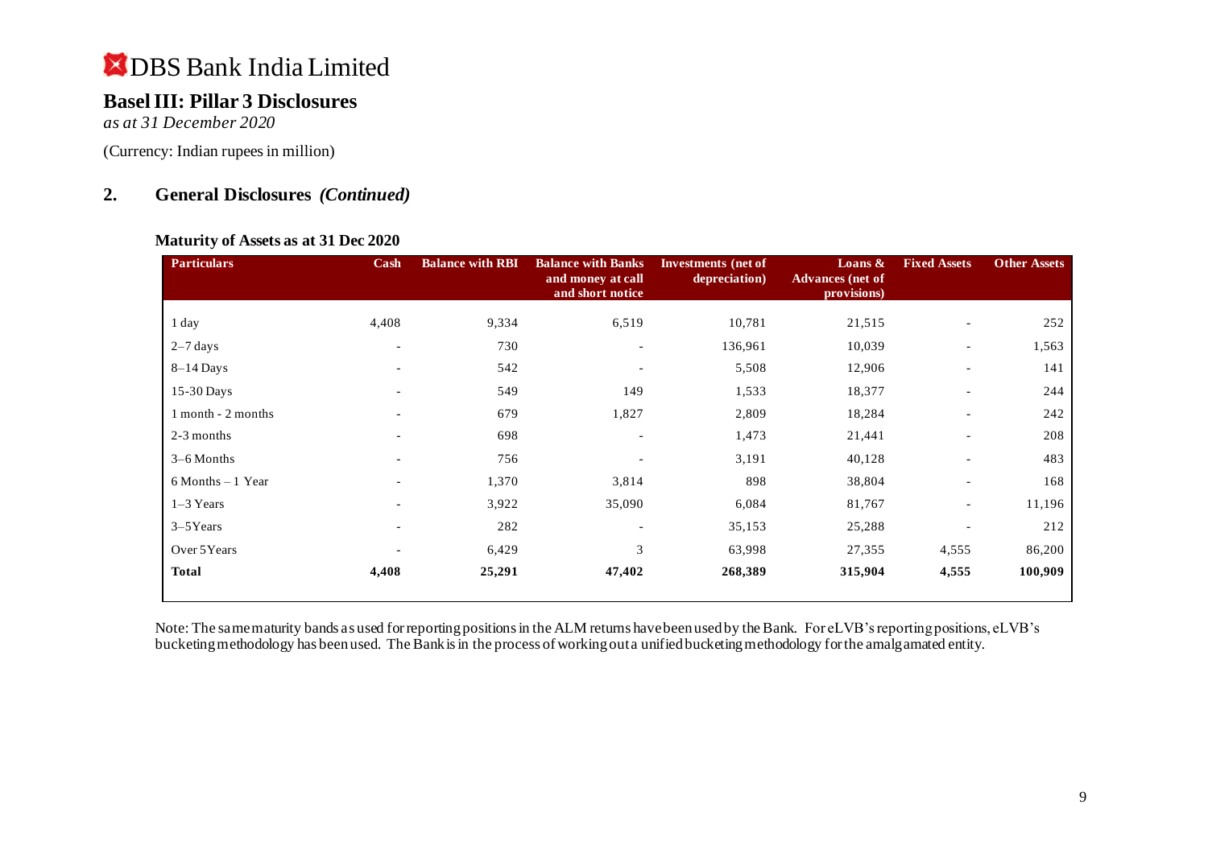# DBS Bank India Limited

## Basel III: Pillar 3 Disclosures

*as at 31 December 2020*

(Currency: Indian rupees in million)

## 2. General Disclosures *(Continued)*

### Maturity of Assets as at 31 Dec 2020

| Particulars | Cash | Balance with RBI | Balance with Banks and money at call and short notice | Investments (net of depreciation) | Loans & Advances (net of provisions) | Fixed Assets | Other Assets |
|---|---|---|---|---|---|---|---|
| 1 day | 4,408 | 9,334 | 6,519 | 10,781 | 21,515 | - | 252 |
| 2–7 days | - | 730 | - | 136,961 | 10,039 | - | 1,563 |
| 8–14 Days | - | 542 | - | 5,508 | 12,906 | - | 141 |
| 15-30 Days | - | 549 | 149 | 1,533 | 18,377 | - | 244 |
| 1 month - 2 months | - | 679 | 1,827 | 2,809 | 18,284 | - | 242 |
| 2-3 months | - | 698 | - | 1,473 | 21,441 | - | 208 |
| 3–6 Months | - | 756 | - | 3,191 | 40,128 | - | 483 |
| 6 Months – 1 Year | - | 1,370 | 3,814 | 898 | 38,804 | - | 168 |
| 1–3 Years | - | 3,922 | 35,090 | 6,084 | 81,767 | - | 11,196 |
| 3–5Years | - | 282 | - | 35,153 | 25,288 | - | 212 |
| Over 5Years | - | 6,429 | 3 | 63,998 | 27,355 | 4,555 | 86,200 |
| **Total** | **4,408** | **25,291** | **47,402** | **268,389** | **315,904** | **4,555** | **100,909** |

Note: The same maturity bands as used for reporting positions in the ALM returns have been used by the Bank. For eLVB's reporting positions, eLVB's bucketing methodology has been used. The Bank is in the process of working out a unified bucketing methodology for the amalgamated entity.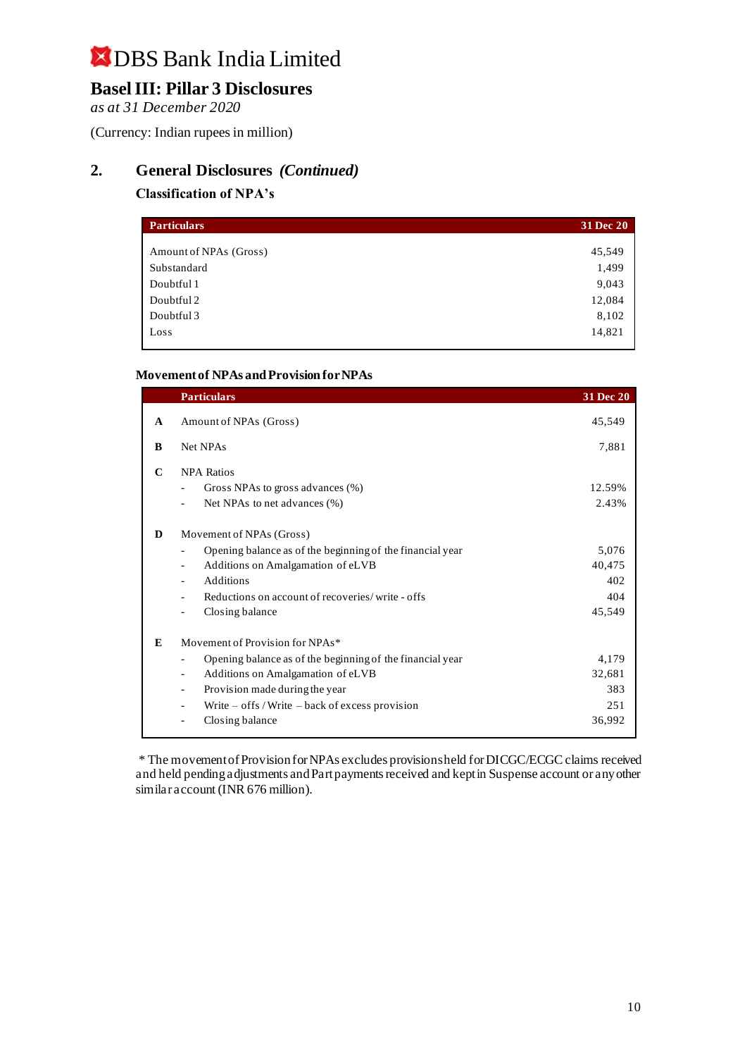# DBS Bank India Limited

## Basel III: Pillar 3 Disclosures

*as at 31 December 2020*

(Currency: Indian rupees in million)

## 2. General Disclosures *(Continued)*

### Classification of NPA's

| Particulars | 31 Dec 20 |
|---|---|
| Amount of NPAs (Gross) | 45,549 |
| Substandard | 1,499 |
| Doubtful 1 | 9,043 |
| Doubtful 2 | 12,084 |
| Doubtful 3 | 8,102 |
| Loss | 14,821 |

### Movement of NPAs and Provision for NPAs

| | Particulars | 31 Dec 20 |
|---|---|---|
| **A** | Amount of NPAs (Gross) | 45,549 |
| **B** | Net NPAs | 7,881 |
| **C** | NPA Ratios | |
| | - Gross NPAs to gross advances (%) | 12.59% |
| | - Net NPAs to net advances (%) | 2.43% |
| **D** | Movement of NPAs (Gross) | |
| | - Opening balance as of the beginning of the financial year | 5,076 |
| | - Additions on Amalgamation of eLVB | 40,475 |
| | - Additions | 402 |
| | - Reductions on account of recoveries/ write - offs | 404 |
| | - Closing balance | 45,549 |
| **E** | Movement of Provision for NPAs* | |
| | - Opening balance as of the beginning of the financial year | 4,179 |
| | - Additions on Amalgamation of eLVB | 32,681 |
| | - Provision made during the year | 383 |
| | - Write – offs / Write – back of excess provision | 251 |
| | - Closing balance | 36,992 |

* The movement of Provision for NPAs excludes provisions held for DICGC/ECGC claims received and held pending adjustments and Part payments received and kept in Suspense account or any other similar account (INR 676 million).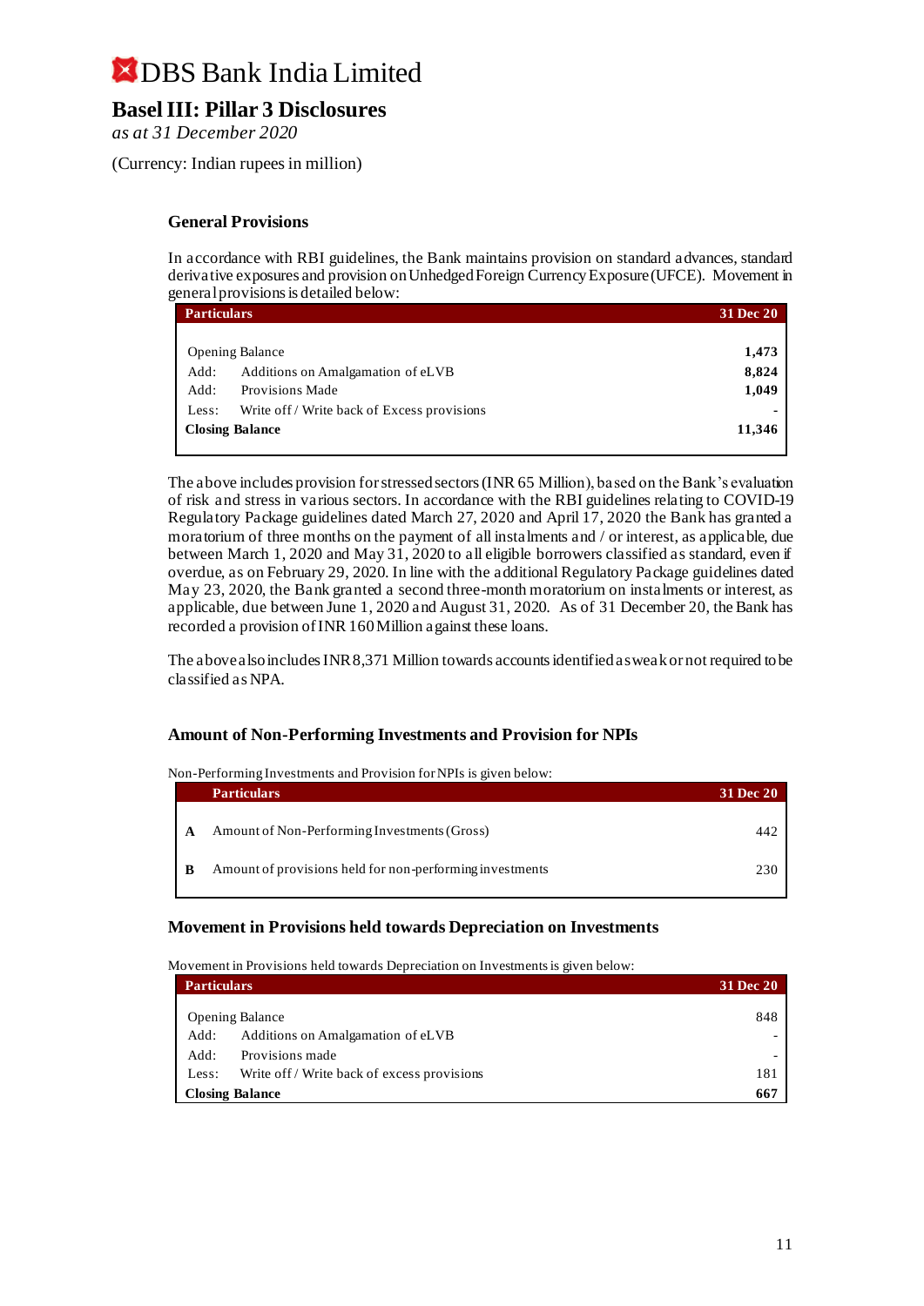# DBS Bank India Limited

## Basel III: Pillar 3 Disclosures

*as at 31 December 2020*

(Currency: Indian rupees in million)

### General Provisions

In accordance with RBI guidelines, the Bank maintains provision on standard advances, standard derivative exposures and provision on Unhedged Foreign Currency Exposure (UFCE). Movement in general provisions is detailed below:

| Particulars | | 31 Dec 20 |
|---|---|---|
| Opening Balance | | **1,473** |
| Add: | Additions on Amalgamation of eLVB | **8,824** |
| Add: | Provisions Made | **1,049** |
| Less: | Write off / Write back of Excess provisions | **-** |
| **Closing Balance** | | **11,346** |

The above includes provision for stressed sectors (INR 65 Million), based on the Bank's evaluation of risk and stress in various sectors. In accordance with the RBI guidelines relating to COVID-19 Regulatory Package guidelines dated March 27, 2020 and April 17, 2020 the Bank has granted a moratorium of three months on the payment of all instalments and / or interest, as applicable, due between March 1, 2020 and May 31, 2020 to all eligible borrowers classified as standard, even if overdue, as on February 29, 2020. In line with the additional Regulatory Package guidelines dated May 23, 2020, the Bank granted a second three-month moratorium on instalments or interest, as applicable, due between June 1, 2020 and August 31, 2020. As of 31 December 20, the Bank has recorded a provision of INR 160 Million against these loans.

The above also includes INR 8,371 Million towards accounts identified as weak or not required to be classified as NPA.

### Amount of Non-Performing Investments and Provision for NPIs

Non-Performing Investments and Provision for NPIs is given below:

| | Particulars | 31 Dec 20 |
|---|---|---|
| **A** | Amount of Non-Performing Investments (Gross) | 442 |
| **B** | Amount of provisions held for non-performing investments | 230 |

### Movement in Provisions held towards Depreciation on Investments

Movement in Provisions held towards Depreciation on Investments is given below:

| Particulars | | 31 Dec 20 |
|---|---|---|
| Opening Balance | | 848 |
| Add: | Additions on Amalgamation of eLVB | - |
| Add: | Provisions made | - |
| Less: | Write off / Write back of excess provisions | 181 |
| **Closing Balance** | | **667** |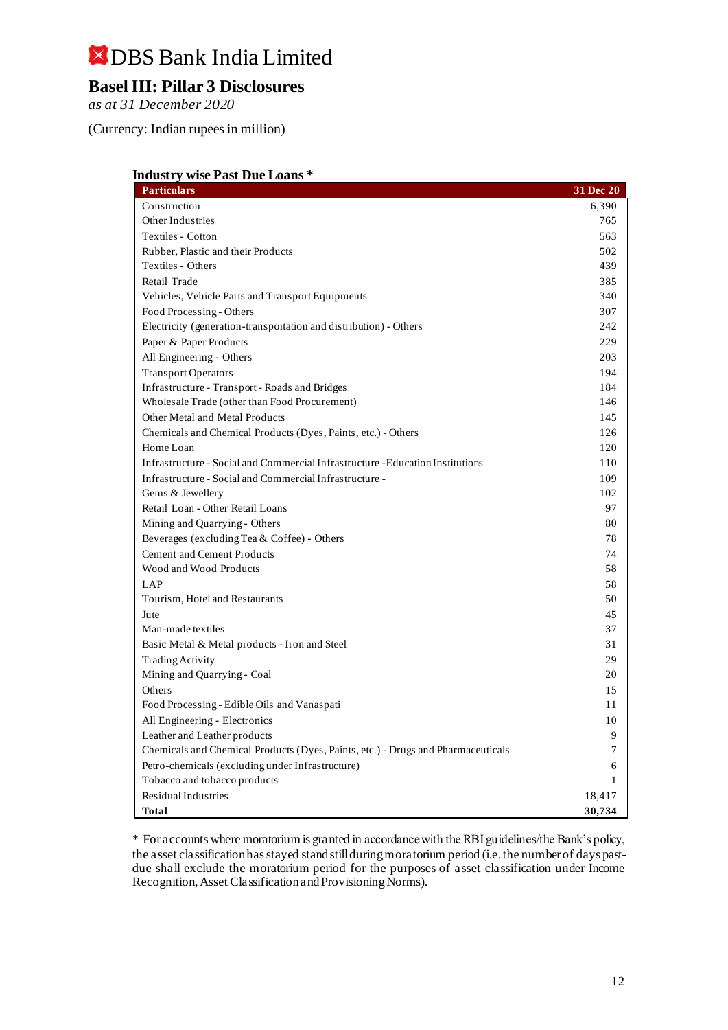# DBS Bank India Limited

## Basel III: Pillar 3 Disclosures

*as at 31 December 2020*

(Currency: Indian rupees in million)

### Industry wise Past Due Loans *

| Particulars | 31 Dec 20 |
|---|---|
| Construction | 6,390 |
| Other Industries | 765 |
| Textiles - Cotton | 563 |
| Rubber, Plastic and their Products | 502 |
| Textiles - Others | 439 |
| Retail Trade | 385 |
| Vehicles, Vehicle Parts and Transport Equipments | 340 |
| Food Processing - Others | 307 |
| Electricity (generation-transportation and distribution) - Others | 242 |
| Paper & Paper Products | 229 |
| All Engineering - Others | 203 |
| Transport Operators | 194 |
| Infrastructure - Transport - Roads and Bridges | 184 |
| Wholesale Trade (other than Food Procurement) | 146 |
| Other Metal and Metal Products | 145 |
| Chemicals and Chemical Products (Dyes, Paints, etc.) - Others | 126 |
| Home Loan | 120 |
| Infrastructure - Social and Commercial Infrastructure -Education Institutions | 110 |
| Infrastructure - Social and Commercial Infrastructure - | 109 |
| Gems & Jewellery | 102 |
| Retail Loan - Other Retail Loans | 97 |
| Mining and Quarrying - Others | 80 |
| Beverages (excluding Tea & Coffee) - Others | 78 |
| Cement and Cement Products | 74 |
| Wood and Wood Products | 58 |
| LAP | 58 |
| Tourism, Hotel and Restaurants | 50 |
| Jute | 45 |
| Man-made textiles | 37 |
| Basic Metal & Metal products - Iron and Steel | 31 |
| Trading Activity | 29 |
| Mining and Quarrying - Coal | 20 |
| Others | 15 |
| Food Processing - Edible Oils and Vanaspati | 11 |
| All Engineering - Electronics | 10 |
| Leather and Leather products | 9 |
| Chemicals and Chemical Products (Dyes, Paints, etc.) - Drugs and Pharmaceuticals | 7 |
| Petro-chemicals (excluding under Infrastructure) | 6 |
| Tobacco and tobacco products | 1 |
| Residual Industries | 18,417 |
| **Total** | **30,734** |

* For accounts where moratorium is granted in accordance with the RBI guidelines/the Bank's policy, the asset classification has stayed standstill during moratorium period (i.e. the number of days past-due shall exclude the moratorium period for the purposes of asset classification under Income Recognition, Asset Classification and Provisioning Norms).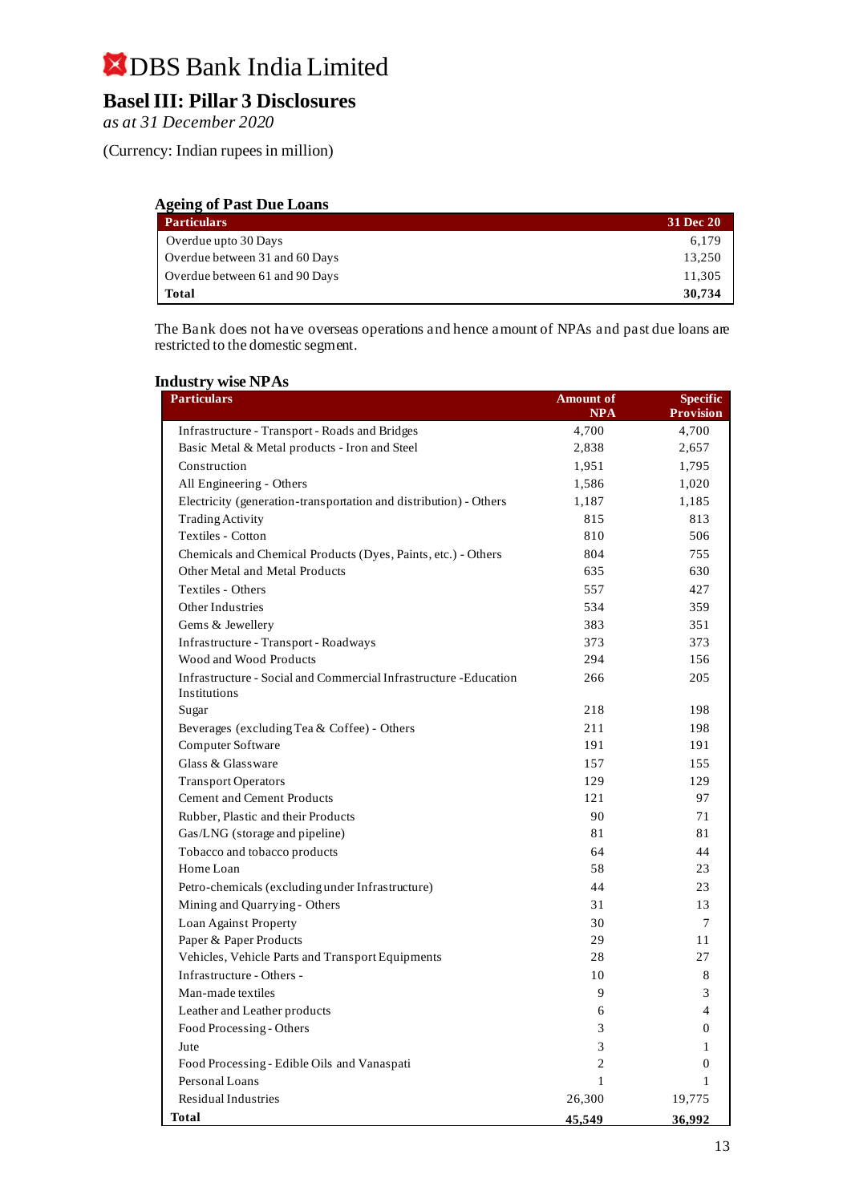# DBS Bank India Limited

## Basel III: Pillar 3 Disclosures

*as at 31 December 2020*

(Currency: Indian rupees in million)

### Ageing of Past Due Loans

| Particulars | 31 Dec 20 |
|---|---|
| Overdue upto 30 Days | 6,179 |
| Overdue between 31 and 60 Days | 13,250 |
| Overdue between 61 and 90 Days | 11,305 |
| **Total** | **30,734** |

The Bank does not have overseas operations and hence amount of NPAs and past due loans are restricted to the domestic segment.

### Industry wise NPAs

| Particulars | Amount of NPA | Specific Provision |
|---|---|---|
| Infrastructure - Transport - Roads and Bridges | 4,700 | 4,700 |
| Basic Metal & Metal products - Iron and Steel | 2,838 | 2,657 |
| Construction | 1,951 | 1,795 |
| All Engineering - Others | 1,586 | 1,020 |
| Electricity (generation-transportation and distribution) - Others | 1,187 | 1,185 |
| Trading Activity | 815 | 813 |
| Textiles - Cotton | 810 | 506 |
| Chemicals and Chemical Products (Dyes, Paints, etc.) - Others | 804 | 755 |
| Other Metal and Metal Products | 635 | 630 |
| Textiles - Others | 557 | 427 |
| Other Industries | 534 | 359 |
| Gems & Jewellery | 383 | 351 |
| Infrastructure - Transport - Roadways | 373 | 373 |
| Wood and Wood Products | 294 | 156 |
| Infrastructure - Social and Commercial Infrastructure -Education Institutions | 266 | 205 |
| Sugar | 218 | 198 |
| Beverages (excluding Tea & Coffee) - Others | 211 | 198 |
| Computer Software | 191 | 191 |
| Glass & Glassware | 157 | 155 |
| Transport Operators | 129 | 129 |
| Cement and Cement Products | 121 | 97 |
| Rubber, Plastic and their Products | 90 | 71 |
| Gas/LNG (storage and pipeline) | 81 | 81 |
| Tobacco and tobacco products | 64 | 44 |
| Home Loan | 58 | 23 |
| Petro-chemicals (excluding under Infrastructure) | 44 | 23 |
| Mining and Quarrying - Others | 31 | 13 |
| Loan Against Property | 30 | 7 |
| Paper & Paper Products | 29 | 11 |
| Vehicles, Vehicle Parts and Transport Equipments | 28 | 27 |
| Infrastructure - Others - | 10 | 8 |
| Man-made textiles | 9 | 3 |
| Leather and Leather products | 6 | 4 |
| Food Processing - Others | 3 | 0 |
| Jute | 3 | 1 |
| Food Processing - Edible Oils and Vanaspati | 2 | 0 |
| Personal Loans | 1 | 1 |
| Residual Industries | 26,300 | 19,775 |
| **Total** | **45,549** | **36,992** |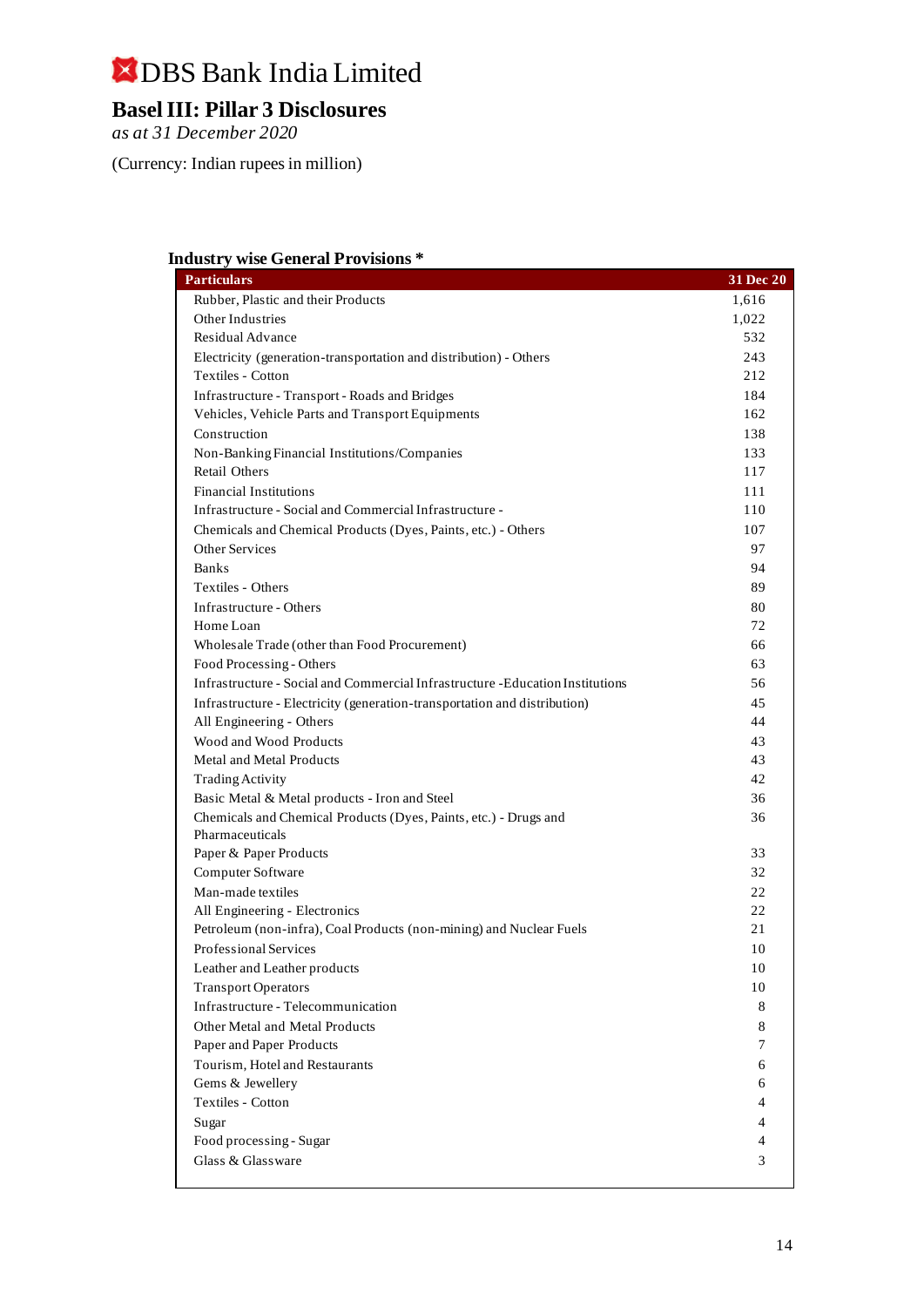# DBS Bank India Limited

## Basel III: Pillar 3 Disclosures

*as at 31 December 2020*

(Currency: Indian rupees in million)

### Industry wise General Provisions *

| Particulars | 31 Dec 20 |
|---|---|
| Rubber, Plastic and their Products | 1,616 |
| Other Industries | 1,022 |
| Residual Advance | 532 |
| Electricity (generation-transportation and distribution) - Others | 243 |
| Textiles - Cotton | 212 |
| Infrastructure - Transport - Roads and Bridges | 184 |
| Vehicles, Vehicle Parts and Transport Equipments | 162 |
| Construction | 138 |
| Non-Banking Financial Institutions/Companies | 133 |
| Retail Others | 117 |
| Financial Institutions | 111 |
| Infrastructure - Social and Commercial Infrastructure - | 110 |
| Chemicals and Chemical Products (Dyes, Paints, etc.) - Others | 107 |
| Other Services | 97 |
| Banks | 94 |
| Textiles - Others | 89 |
| Infrastructure - Others | 80 |
| Home Loan | 72 |
| Wholesale Trade (other than Food Procurement) | 66 |
| Food Processing - Others | 63 |
| Infrastructure - Social and Commercial Infrastructure -Education Institutions | 56 |
| Infrastructure - Electricity (generation-transportation and distribution) | 45 |
| All Engineering - Others | 44 |
| Wood and Wood Products | 43 |
| Metal and Metal Products | 43 |
| Trading Activity | 42 |
| Basic Metal & Metal products - Iron and Steel | 36 |
| Chemicals and Chemical Products (Dyes, Paints, etc.) - Drugs and Pharmaceuticals | 36 |
| Paper & Paper Products | 33 |
| Computer Software | 32 |
| Man-made textiles | 22 |
| All Engineering - Electronics | 22 |
| Petroleum (non-infra), Coal Products (non-mining) and Nuclear Fuels | 21 |
| Professional Services | 10 |
| Leather and Leather products | 10 |
| Transport Operators | 10 |
| Infrastructure - Telecommunication | 8 |
| Other Metal and Metal Products | 8 |
| Paper and Paper Products | 7 |
| Tourism, Hotel and Restaurants | 6 |
| Gems & Jewellery | 6 |
| Textiles - Cotton | 4 |
| Sugar | 4 |
| Food processing - Sugar | 4 |
| Glass & Glassware | 3 |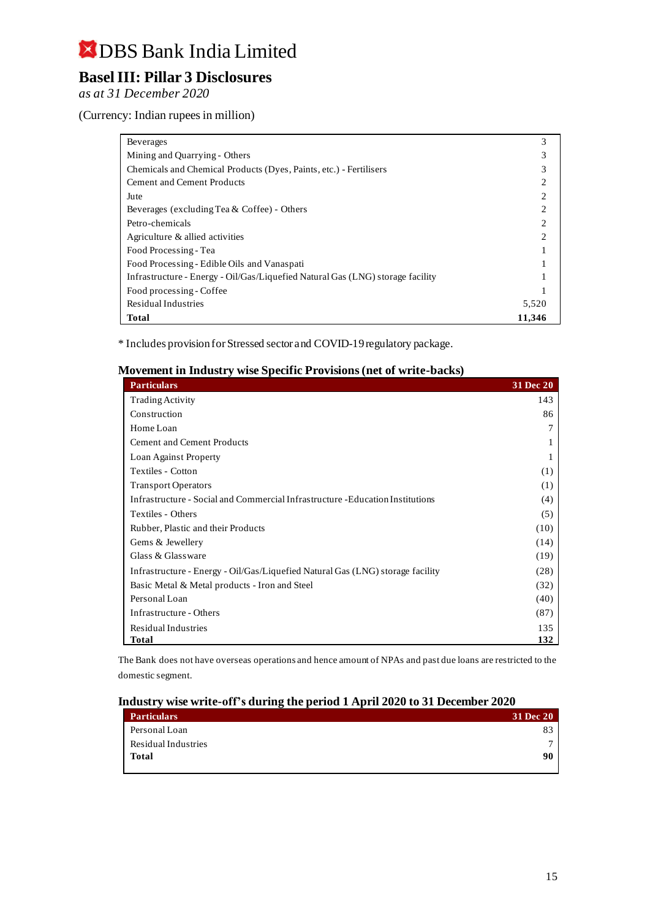# DBS Bank India Limited

## Basel III: Pillar 3 Disclosures

*as at 31 December 2020*

(Currency: Indian rupees in million)

| | |
|---|---|
| Beverages | 3 |
| Mining and Quarrying - Others | 3 |
| Chemicals and Chemical Products (Dyes, Paints, etc.) - Fertilisers | 3 |
| Cement and Cement Products | 2 |
| Jute | 2 |
| Beverages (excluding Tea & Coffee) - Others | 2 |
| Petro-chemicals | 2 |
| Agriculture & allied activities | 2 |
| Food Processing - Tea | 1 |
| Food Processing - Edible Oils and Vanaspati | 1 |
| Infrastructure - Energy - Oil/Gas/Liquefied Natural Gas (LNG) storage facility | 1 |
| Food processing - Coffee | 1 |
| Residual Industries | 5,520 |
| **Total** | **11,346** |

* Includes provision for Stressed sector and COVID-19 regulatory package.

### Movement in Industry wise Specific Provisions (net of write-backs)

| Particulars | 31 Dec 20 |
|---|---|
| Trading Activity | 143 |
| Construction | 86 |
| Home Loan | 7 |
| Cement and Cement Products | 1 |
| Loan Against Property | 1 |
| Textiles - Cotton | (1) |
| Transport Operators | (1) |
| Infrastructure - Social and Commercial Infrastructure -Education Institutions | (4) |
| Textiles - Others | (5) |
| Rubber, Plastic and their Products | (10) |
| Gems & Jewellery | (14) |
| Glass & Glassware | (19) |
| Infrastructure - Energy - Oil/Gas/Liquefied Natural Gas (LNG) storage facility | (28) |
| Basic Metal & Metal products - Iron and Steel | (32) |
| Personal Loan | (40) |
| Infrastructure - Others | (87) |
| Residual Industries | 135 |
| **Total** | **132** |

The Bank does not have overseas operations and hence amount of NPAs and past due loans are restricted to the domestic segment.

### Industry wise write-off's during the period 1 April 2020 to 31 December 2020

| Particulars | 31 Dec 20 |
|---|---|
| Personal Loan | 83 |
| Residual Industries | 7 |
| **Total** | **90** |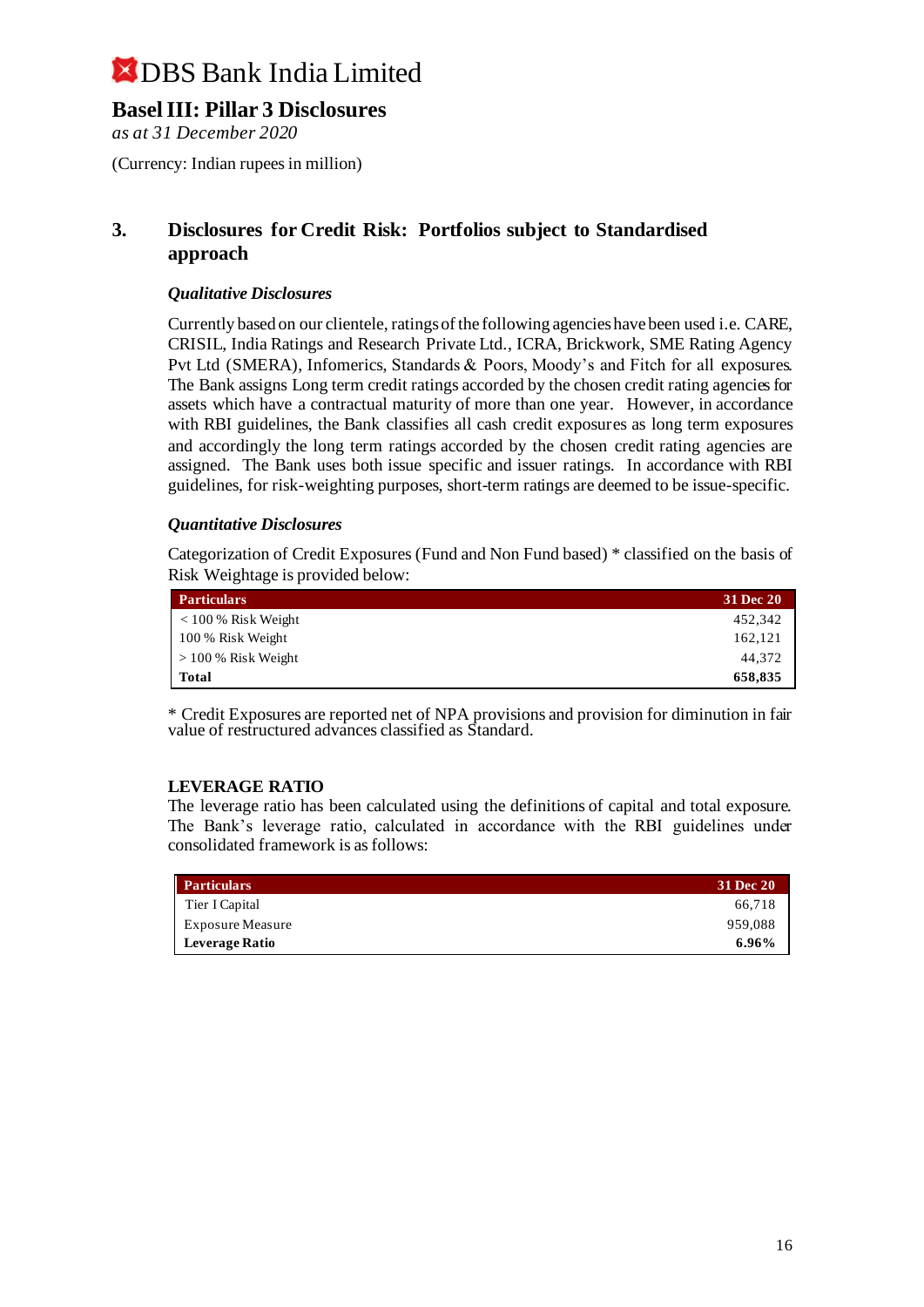# DBS Bank India Limited

## Basel III: Pillar 3 Disclosures

*as at 31 December 2020*

(Currency: Indian rupees in million)

## 3. Disclosures for Credit Risk: Portfolios subject to Standardised approach

### *Qualitative Disclosures*

Currently based on our clientele, ratings of the following agencies have been used i.e. CARE, CRISIL, India Ratings and Research Private Ltd., ICRA, Brickwork, SME Rating Agency Pvt Ltd (SMERA), Infomerics, Standards & Poors, Moody's and Fitch for all exposures. The Bank assigns Long term credit ratings accorded by the chosen credit rating agencies for assets which have a contractual maturity of more than one year. However, in accordance with RBI guidelines, the Bank classifies all cash credit exposures as long term exposures and accordingly the long term ratings accorded by the chosen credit rating agencies are assigned. The Bank uses both issue specific and issuer ratings. In accordance with RBI guidelines, for risk-weighting purposes, short-term ratings are deemed to be issue-specific.

### *Quantitative Disclosures*

Categorization of Credit Exposures (Fund and Non Fund based) * classified on the basis of Risk Weightage is provided below:

| Particulars | 31 Dec 20 |
|---|---|
| < 100 % Risk Weight | 452,342 |
| 100 % Risk Weight | 162,121 |
| > 100 % Risk Weight | 44,372 |
| **Total** | **658,835** |

* Credit Exposures are reported net of NPA provisions and provision for diminution in fair value of restructured advances classified as Standard.

### LEVERAGE RATIO

The leverage ratio has been calculated using the definitions of capital and total exposure. The Bank's leverage ratio, calculated in accordance with the RBI guidelines under consolidated framework is as follows:

| Particulars | 31 Dec 20 |
|---|---|
| Tier I Capital | 66,718 |
| Exposure Measure | 959,088 |
| **Leverage Ratio** | **6.96%** |